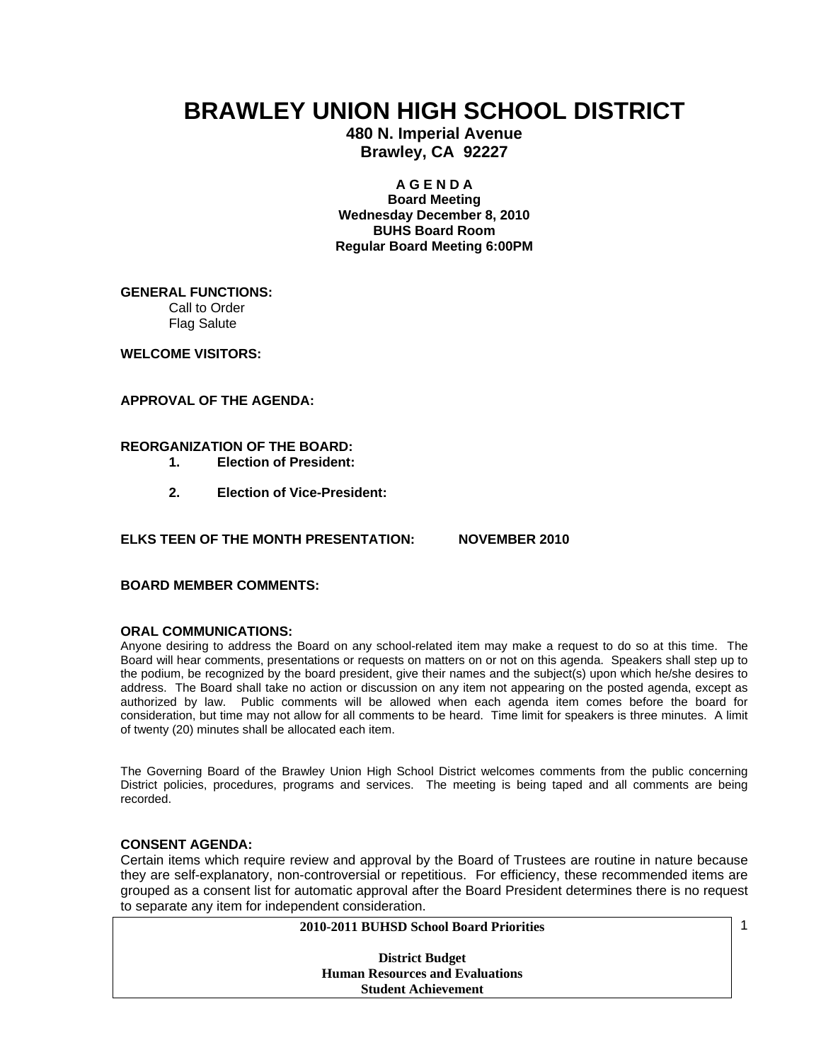# BRAWLEY UNION HIGH SCHOOL DISTRICT

**480 N. Imperial Avenue**
**Brawley, CA 92227**

**A G E N D A**
**Board Meeting**
**Wednesday December 8, 2010**
**BUHS Board Room**
**Regular Board Meeting 6:00PM**

**GENERAL FUNCTIONS:**

Call to Order
Flag Salute

**WELCOME VISITORS:**

**APPROVAL OF THE AGENDA:**

**REORGANIZATION OF THE BOARD:**

1. **Election of President:**

2. **Election of Vice-President:**

**ELKS TEEN OF THE MONTH PRESENTATION: NOVEMBER 2010**

**BOARD MEMBER COMMENTS:**

**ORAL COMMUNICATIONS:**

Anyone desiring to address the Board on any school-related item may make a request to do so at this time. The Board will hear comments, presentations or requests on matters on or not on this agenda. Speakers shall step up to the podium, be recognized by the board president, give their names and the subject(s) upon which he/she desires to address. The Board shall take no action or discussion on any item not appearing on the posted agenda, except as authorized by law. Public comments will be allowed when each agenda item comes before the board for consideration, but time may not allow for all comments to be heard. Time limit for speakers is three minutes. A limit of twenty (20) minutes shall be allocated each item.

The Governing Board of the Brawley Union High School District welcomes comments from the public concerning District policies, procedures, programs and services. The meeting is being taped and all comments are being recorded.

**CONSENT AGENDA:**

Certain items which require review and approval by the Board of Trustees are routine in nature because they are self-explanatory, non-controversial or repetitious. For efficiency, these recommended items are grouped as a consent list for automatic approval after the Board President determines there is no request to separate any item for independent consideration.

**2010-2011 BUHSD School Board Priorities**

**District Budget**
**Human Resources and Evaluations**
**Student Achievement**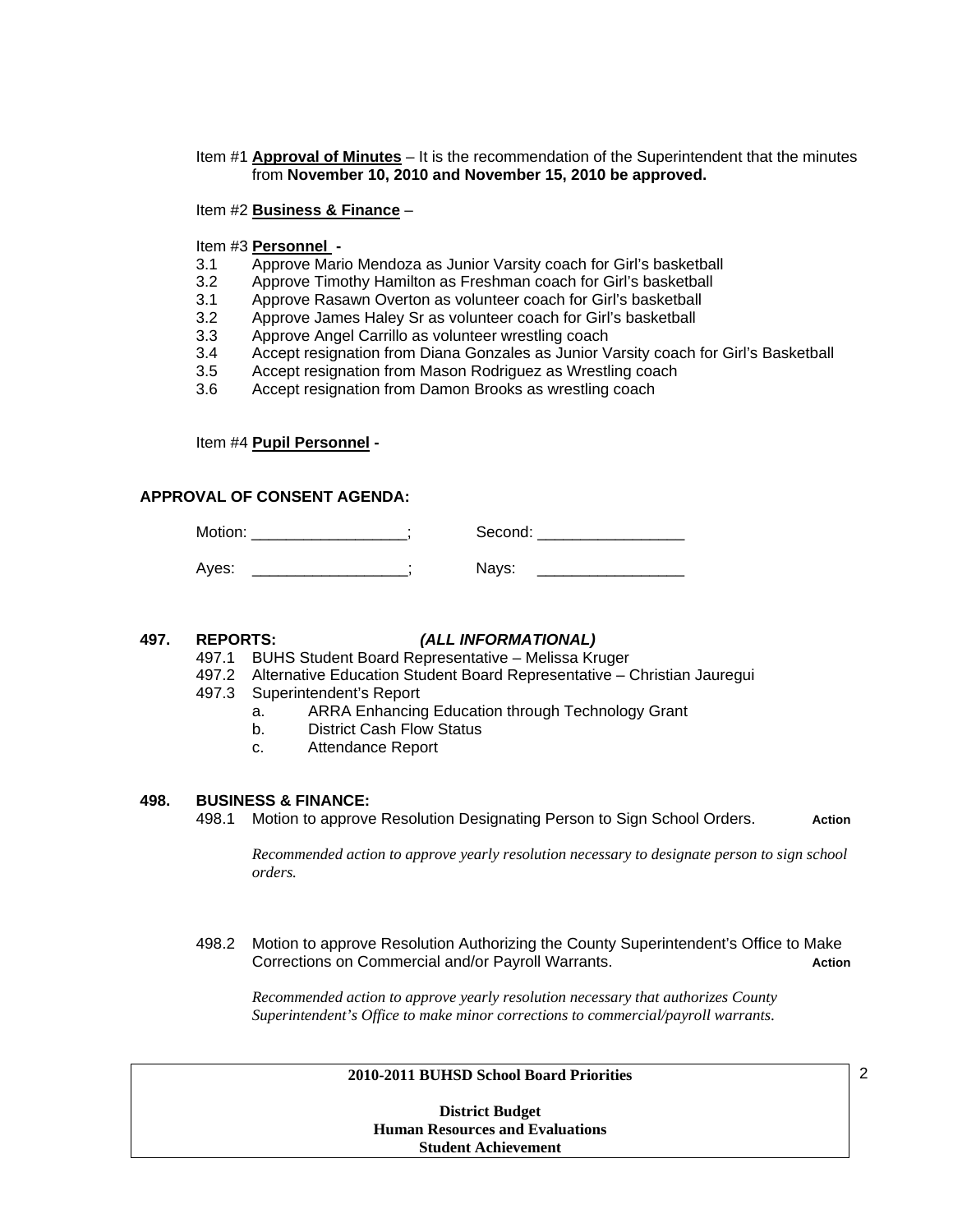Item #1 **Approval of Minutes** – It is the recommendation of the Superintendent that the minutes from **November 10, 2010 and November 15, 2010 be approved.**

Item #2 **Business & Finance** –

Item #3 **Personnel -**

3.1 Approve Mario Mendoza as Junior Varsity coach for Girl's basketball
3.2 Approve Timothy Hamilton as Freshman coach for Girl's basketball
3.1 Approve Rasawn Overton as volunteer coach for Girl's basketball
3.2 Approve James Haley Sr as volunteer coach for Girl's basketball
3.3 Approve Angel Carrillo as volunteer wrestling coach
3.4 Accept resignation from Diana Gonzales as Junior Varsity coach for Girl's Basketball
3.5 Accept resignation from Mason Rodriguez as Wrestling coach
3.6 Accept resignation from Damon Brooks as wrestling coach

Item #4 **Pupil Personnel -**

**APPROVAL OF CONSENT AGENDA:**

Motion: __________________; Second: _________________

Ayes: __________________; Nays: _________________

**497. REPORTS:** ***(ALL INFORMATIONAL)***

497.1 BUHS Student Board Representative – Melissa Kruger
497.2 Alternative Education Student Board Representative – Christian Jauregui
497.3 Superintendent's Report
  a. ARRA Enhancing Education through Technology Grant
  b. District Cash Flow Status
  c. Attendance Report

**498. BUSINESS & FINANCE:**

498.1 Motion to approve Resolution Designating Person to Sign School Orders. **Action**

*Recommended action to approve yearly resolution necessary to designate person to sign school orders.*

498.2 Motion to approve Resolution Authorizing the County Superintendent's Office to Make Corrections on Commercial and/or Payroll Warrants. **Action**

*Recommended action to approve yearly resolution necessary that authorizes County Superintendent's Office to make minor corrections to commercial/payroll warrants.*

**2010-2011 BUHSD School Board Priorities**

**District Budget**
**Human Resources and Evaluations**
**Student Achievement**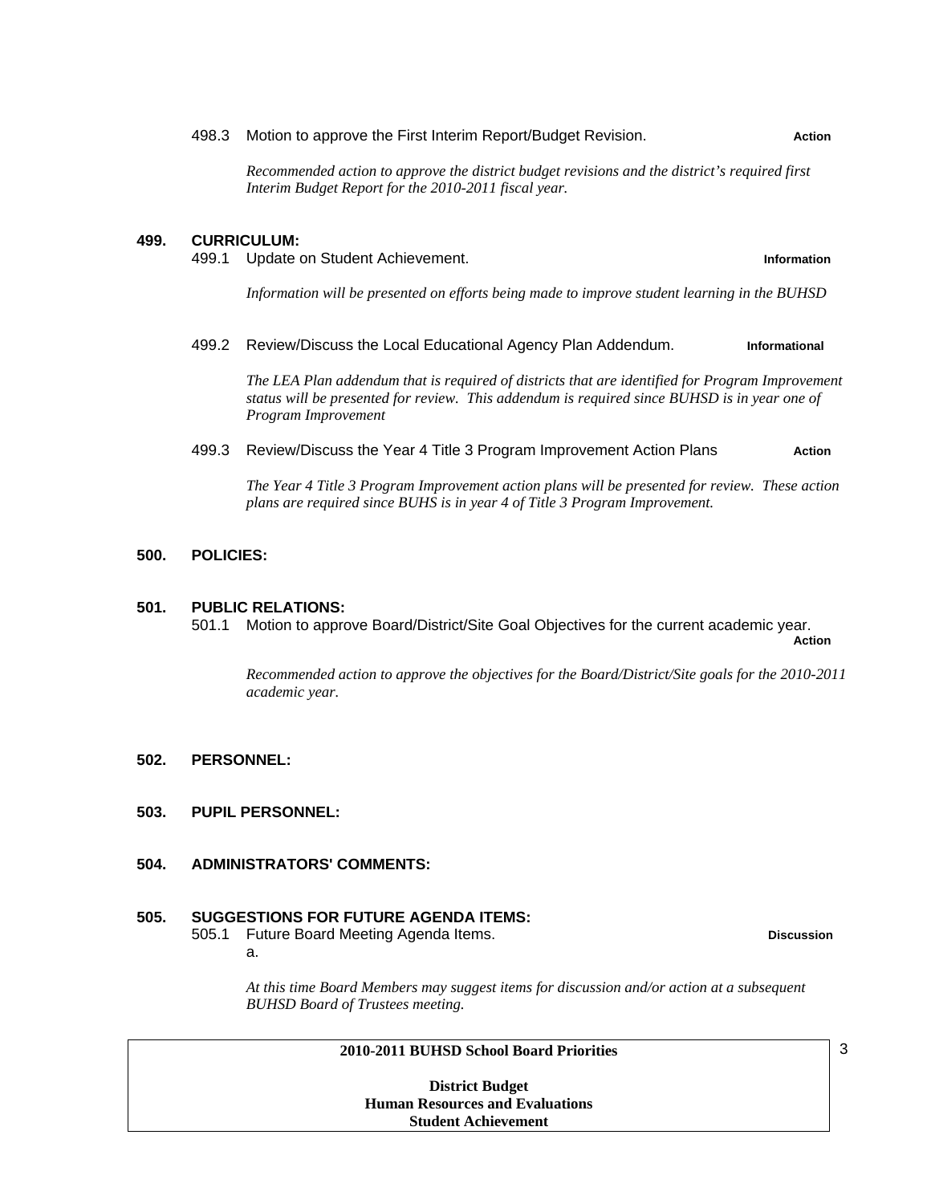498.3 Motion to approve the First Interim Report/Budget Revision. **Action**

*Recommended action to approve the district budget revisions and the district's required first Interim Budget Report for the 2010-2011 fiscal year.*

**499. CURRICULUM:**

499.1 Update on Student Achievement. **Information**

*Information will be presented on efforts being made to improve student learning in the BUHSD*

499.2 Review/Discuss the Local Educational Agency Plan Addendum. **Informational**

*The LEA Plan addendum that is required of districts that are identified for Program Improvement status will be presented for review. This addendum is required since BUHSD is in year one of Program Improvement*

499.3 Review/Discuss the Year 4 Title 3 Program Improvement Action Plans **Action**

*The Year 4 Title 3 Program Improvement action plans will be presented for review. These action plans are required since BUHS is in year 4 of Title 3 Program Improvement.*

**500. POLICIES:**

**501. PUBLIC RELATIONS:**

501.1 Motion to approve Board/District/Site Goal Objectives for the current academic year. **Action**

*Recommended action to approve the objectives for the Board/District/Site goals for the 2010-2011 academic year.*

**502. PERSONNEL:**

**503. PUPIL PERSONNEL:**

**504. ADMINISTRATORS' COMMENTS:**

**505. SUGGESTIONS FOR FUTURE AGENDA ITEMS:**

505.1 Future Board Meeting Agenda Items. **Discussion**

a.

*At this time Board Members may suggest items for discussion and/or action at a subsequent BUHSD Board of Trustees meeting.*

| **2010-2011 BUHSD School Board Priorities** |
|---|
| **District Budget**<br>**Human Resources and Evaluations**<br>**Student Achievement** |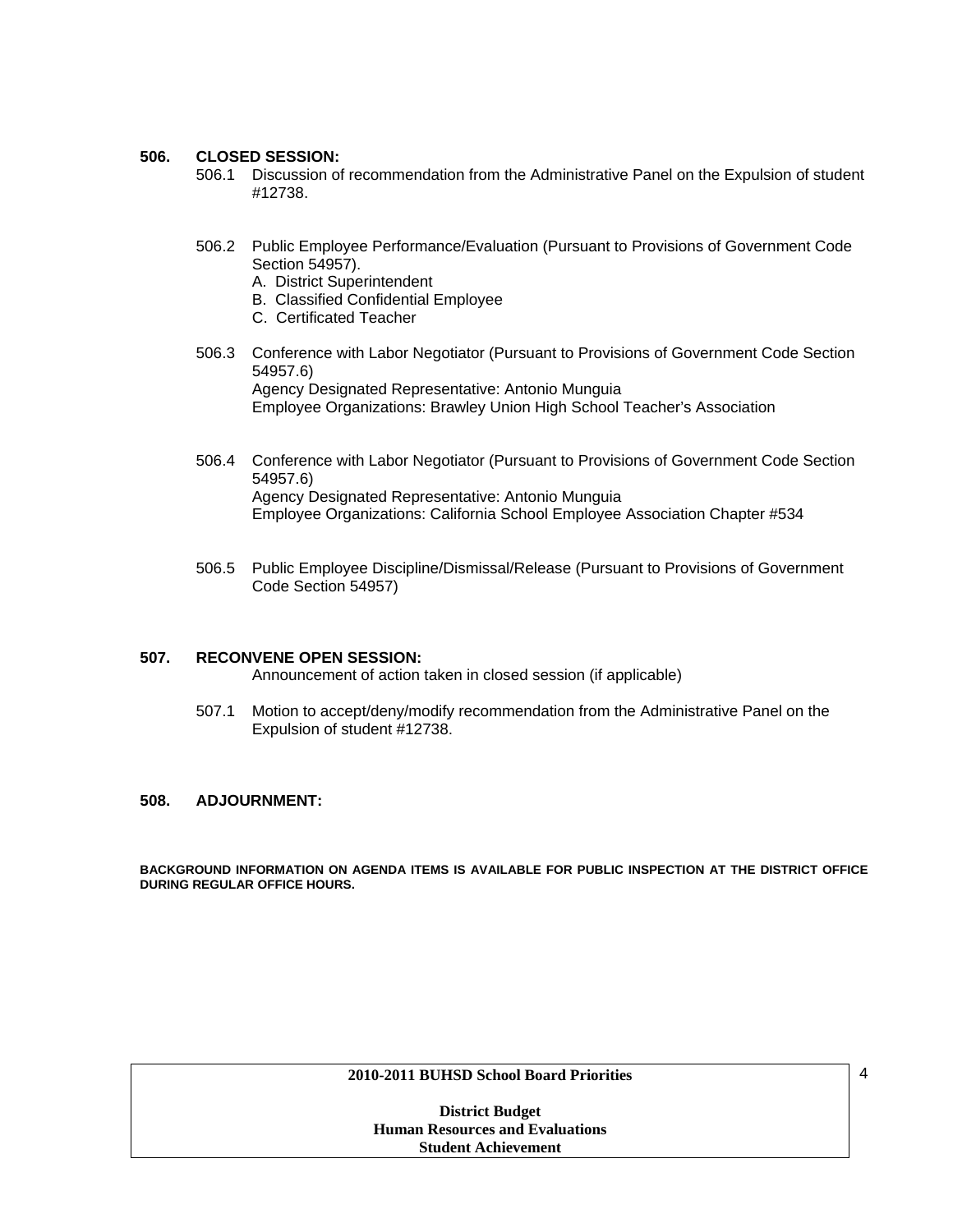**506. CLOSED SESSION:**

506.1 Discussion of recommendation from the Administrative Panel on the Expulsion of student #12738.

506.2 Public Employee Performance/Evaluation (Pursuant to Provisions of Government Code Section 54957).

A. District Superintendent
B. Classified Confidential Employee
C. Certificated Teacher

506.3 Conference with Labor Negotiator (Pursuant to Provisions of Government Code Section 54957.6)
Agency Designated Representative: Antonio Munguia
Employee Organizations: Brawley Union High School Teacher's Association

506.4 Conference with Labor Negotiator (Pursuant to Provisions of Government Code Section 54957.6)
Agency Designated Representative: Antonio Munguia
Employee Organizations: California School Employee Association Chapter #534

506.5 Public Employee Discipline/Dismissal/Release (Pursuant to Provisions of Government Code Section 54957)

**507. RECONVENE OPEN SESSION:**

Announcement of action taken in closed session (if applicable)

507.1 Motion to accept/deny/modify recommendation from the Administrative Panel on the Expulsion of student #12738.

**508. ADJOURNMENT:**

**BACKGROUND INFORMATION ON AGENDA ITEMS IS AVAILABLE FOR PUBLIC INSPECTION AT THE DISTRICT OFFICE DURING REGULAR OFFICE HOURS.**

**2010-2011 BUHSD School Board Priorities**

**District Budget**
**Human Resources and Evaluations**
**Student Achievement**